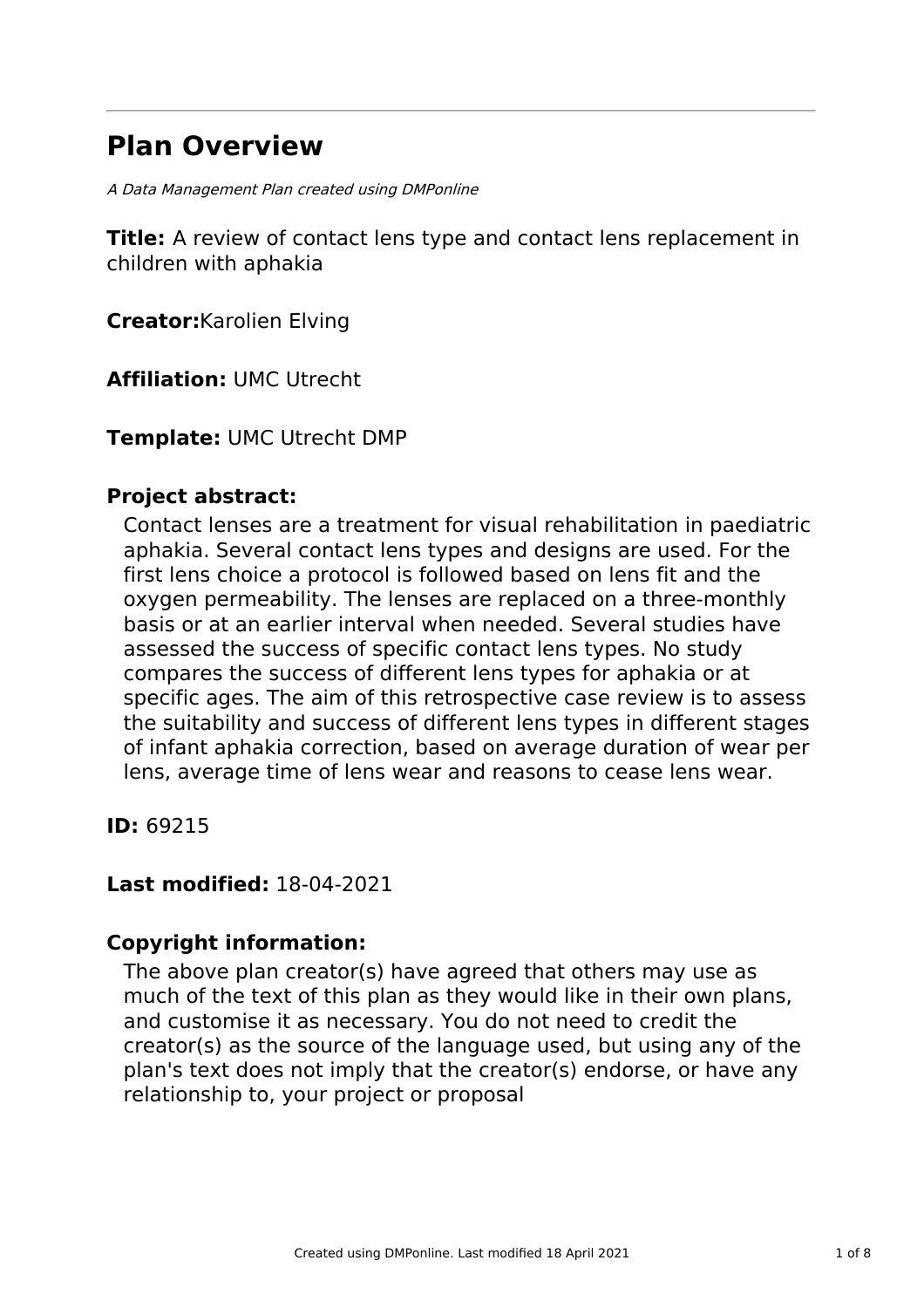# Plan Overview

*A Data Management Plan created using DMPonline*

**Title:** A review of contact lens type and contact lens replacement in children with aphakia

**Creator:**Karolien Elving

**Affiliation:** UMC Utrecht

**Template:** UMC Utrecht DMP

**Project abstract:**

Contact lenses are a treatment for visual rehabilitation in paediatric aphakia. Several contact lens types and designs are used. For the first lens choice a protocol is followed based on lens fit and the oxygen permeability. The lenses are replaced on a three-monthly basis or at an earlier interval when needed. Several studies have assessed the success of specific contact lens types. No study compares the success of different lens types for aphakia or at specific ages. The aim of this retrospective case review is to assess the suitability and success of different lens types in different stages of infant aphakia correction, based on average duration of wear per lens, average time of lens wear and reasons to cease lens wear.

**ID:** 69215

**Last modified:** 18-04-2021

**Copyright information:**

The above plan creator(s) have agreed that others may use as much of the text of this plan as they would like in their own plans, and customise it as necessary. You do not need to credit the creator(s) as the source of the language used, but using any of the plan's text does not imply that the creator(s) endorse, or have any relationship to, your project or proposal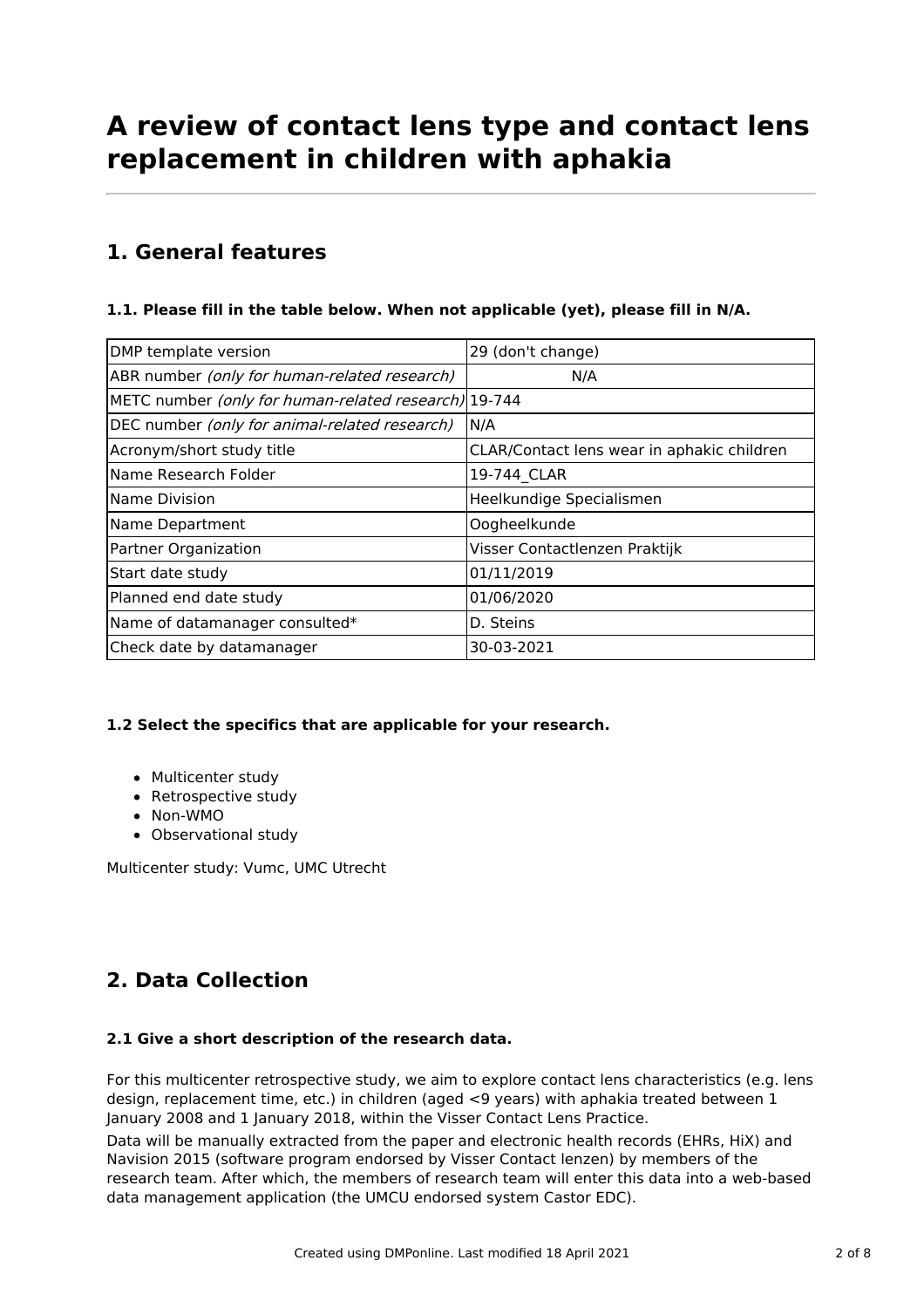# A review of contact lens type and contact lens replacement in children with aphakia

## 1. General features

#### 1.1. Please fill in the table below. When not applicable (yet), please fill in N/A.

| | |
|---|---|
| DMP template version | 29 (don't change) |
| ABR number *(only for human-related research)* | N/A |
| METC number *(only for human-related research)* | 19-744 |
| DEC number *(only for animal-related research)* | N/A |
| Acronym/short study title | CLAR/Contact lens wear in aphakic children |
| Name Research Folder | 19-744_CLAR |
| Name Division | Heelkundige Specialismen |
| Name Department | Oogheelkunde |
| Partner Organization | Visser Contactlenzen Praktijk |
| Start date study | 01/11/2019 |
| Planned end date study | 01/06/2020 |
| Name of datamanager consulted* | D. Steins |
| Check date by datamanager | 30-03-2021 |

#### 1.2 Select the specifics that are applicable for your research.

- Multicenter study
- Retrospective study
- Non-WMO
- Observational study

Multicenter study: Vumc, UMC Utrecht

## 2. Data Collection

#### 2.1 Give a short description of the research data.

For this multicenter retrospective study, we aim to explore contact lens characteristics (e.g. lens design, replacement time, etc.) in children (aged <9 years) with aphakia treated between 1 January 2008 and 1 January 2018, within the Visser Contact Lens Practice.

Data will be manually extracted from the paper and electronic health records (EHRs, HiX) and Navision 2015 (software program endorsed by Visser Contact lenzen) by members of the research team. After which, the members of research team will enter this data into a web-based data management application (the UMCU endorsed system Castor EDC).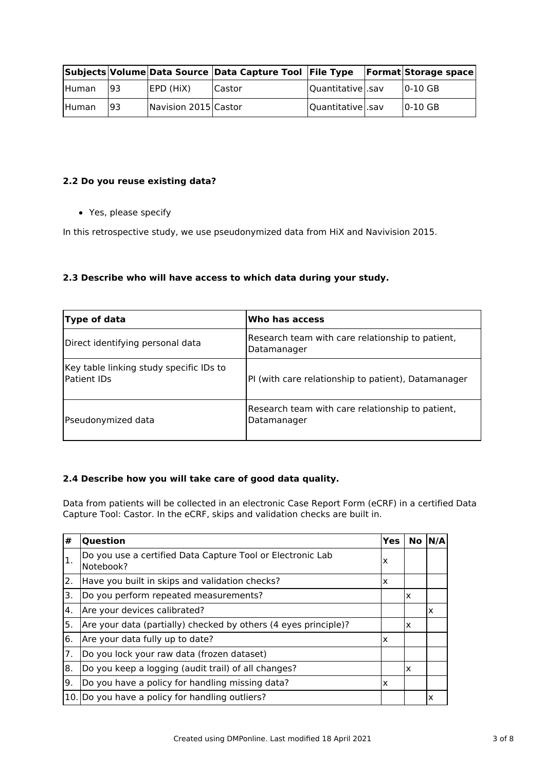| Subjects | Volume | Data Source | Data Capture Tool | File Type | Format | Storage space |
|---|---|---|---|---|---|---|
| Human | 93 | EPD (HiX) | Castor | Quantitative | .sav | 0-10 GB |
| Human | 93 | Navision 2015 | Castor | Quantitative | .sav | 0-10 GB |

### 2.2 Do you reuse existing data?

- Yes, please specify

In this retrospective study, we use pseudonymized data from HiX and Navivision 2015.

### 2.3 Describe who will have access to which data during your study.

| Type of data | Who has access |
|---|---|
| Direct identifying personal data | Research team with care relationship to patient, Datamanager |
| Key table linking study specific IDs to Patient IDs | PI (with care relationship to patient), Datamanager |
| Pseudonymized data | Research team with care relationship to patient, Datamanager |

### 2.4 Describe how you will take care of good data quality.

Data from patients will be collected in an electronic Case Report Form (eCRF) in a certified Data Capture Tool: Castor. In the eCRF, skips and validation checks are built in.

| # | Question | Yes | No | N/A |
|---|---|---|---|---|
| 1. | Do you use a certified Data Capture Tool or Electronic Lab Notebook? | x | | |
| 2. | Have you built in skips and validation checks? | x | | |
| 3. | Do you perform repeated measurements? | | x | |
| 4. | Are your devices calibrated? | | | x |
| 5. | Are your data (partially) checked by others (4 eyes principle)? | | x | |
| 6. | Are your data fully up to date? | x | | |
| 7. | Do you lock your raw data (frozen dataset) | | | |
| 8. | Do you keep a logging (audit trail) of all changes? | | x | |
| 9. | Do you have a policy for handling missing data? | x | | |
| 10. | Do you have a policy for handling outliers? | | | x |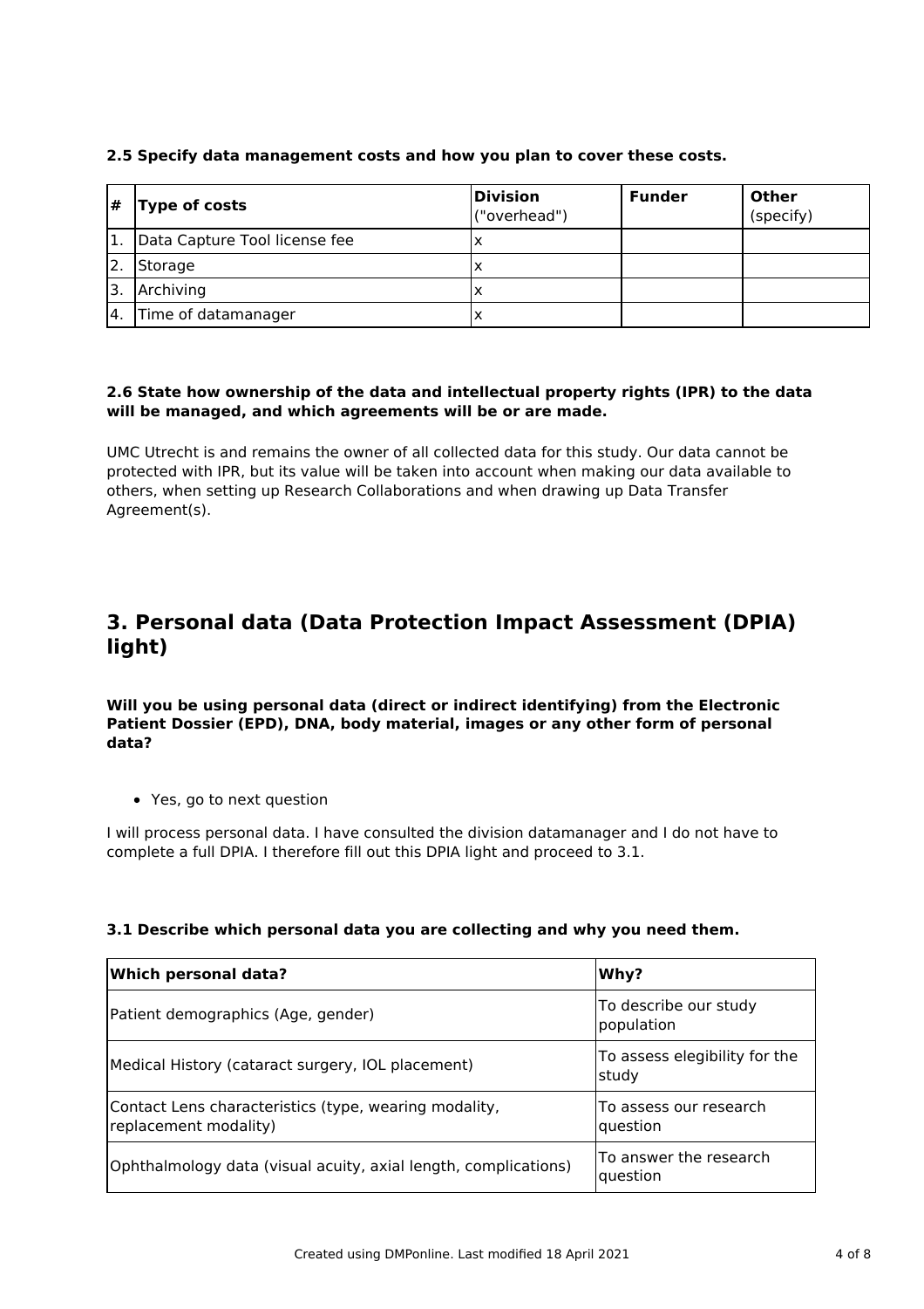**2.5 Specify data management costs and how you plan to cover these costs.**

| # | Type of costs | Division ("overhead") | Funder | Other (specify) |
|---|---|---|---|---|
| 1. | Data Capture Tool license fee | x | | |
| 2. | Storage | x | | |
| 3. | Archiving | x | | |
| 4. | Time of datamanager | x | | |

**2.6 State how ownership of the data and intellectual property rights (IPR) to the data will be managed, and which agreements will be or are made.**

UMC Utrecht is and remains the owner of all collected data for this study. Our data cannot be protected with IPR, but its value will be taken into account when making our data available to others, when setting up Research Collaborations and when drawing up Data Transfer Agreement(s).

## 3. Personal data (Data Protection Impact Assessment (DPIA) light)

**Will you be using personal data (direct or indirect identifying) from the Electronic Patient Dossier (EPD), DNA, body material, images or any other form of personal data?**

- Yes, go to next question

I will process personal data. I have consulted the division datamanager and I do not have to complete a full DPIA. I therefore fill out this DPIA light and proceed to 3.1.

**3.1 Describe which personal data you are collecting and why you need them.**

| Which personal data? | Why? |
|---|---|
| Patient demographics (Age, gender) | To describe our study population |
| Medical History (cataract surgery, IOL placement) | To assess elegibility for the study |
| Contact Lens characteristics (type, wearing modality, replacement modality) | To assess our research question |
| Ophthalmology data (visual acuity, axial length, complications) | To answer the research question |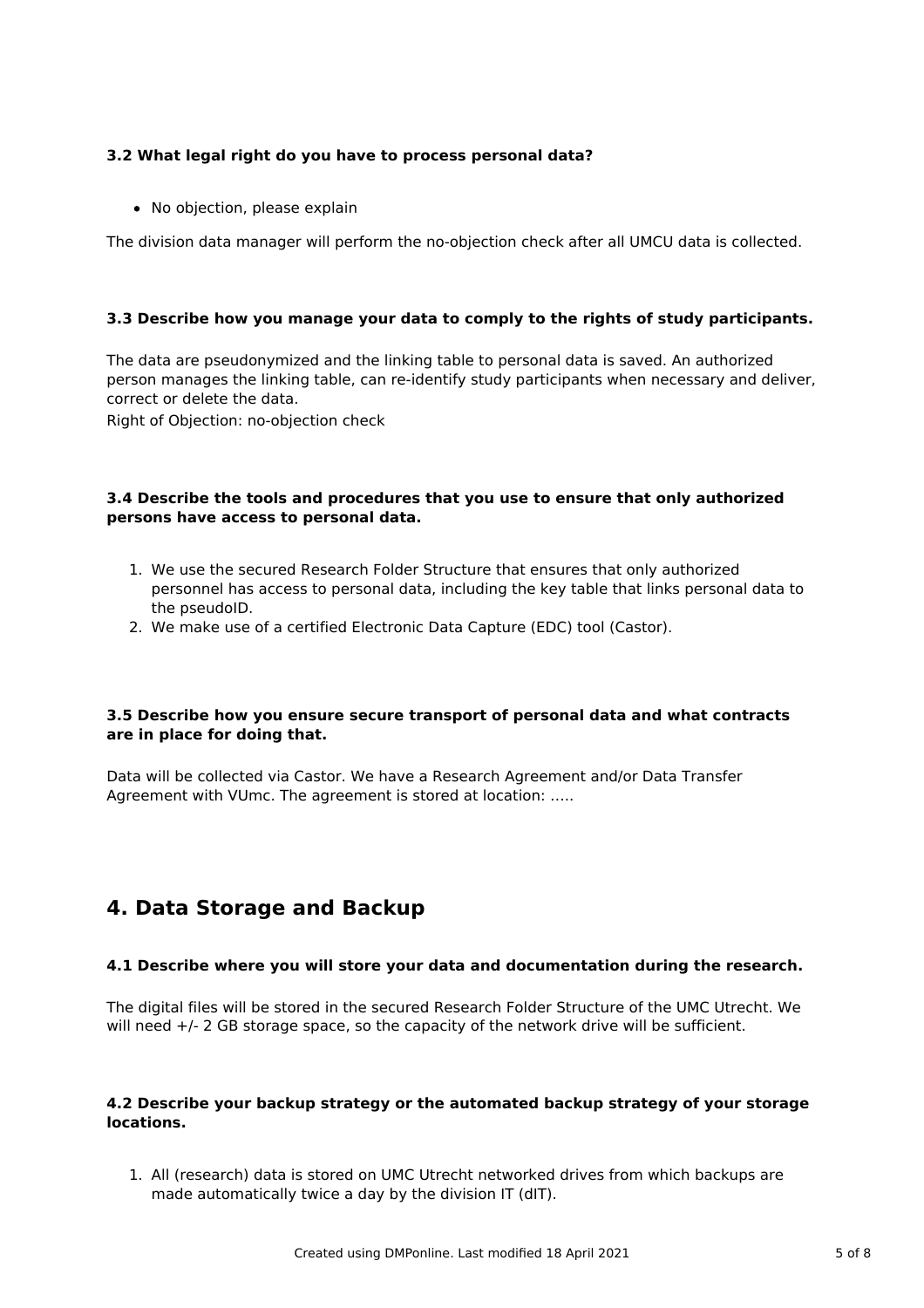### 3.2 What legal right do you have to process personal data?

- No objection, please explain

The division data manager will perform the no-objection check after all UMCU data is collected.

### 3.3 Describe how you manage your data to comply to the rights of study participants.

The data are pseudonymized and the linking table to personal data is saved. An authorized person manages the linking table, can re-identify study participants when necessary and deliver, correct or delete the data.
Right of Objection: no-objection check

### 3.4 Describe the tools and procedures that you use to ensure that only authorized persons have access to personal data.

1. We use the secured Research Folder Structure that ensures that only authorized personnel has access to personal data, including the key table that links personal data to the pseudoID.
2. We make use of a certified Electronic Data Capture (EDC) tool (Castor).

### 3.5 Describe how you ensure secure transport of personal data and what contracts are in place for doing that.

Data will be collected via Castor. We have a Research Agreement and/or Data Transfer Agreement with VUmc. The agreement is stored at location: .....

## 4. Data Storage and Backup

### 4.1 Describe where you will store your data and documentation during the research.

The digital files will be stored in the secured Research Folder Structure of the UMC Utrecht. We will need +/- 2 GB storage space, so the capacity of the network drive will be sufficient.

### 4.2 Describe your backup strategy or the automated backup strategy of your storage locations.

1. All (research) data is stored on UMC Utrecht networked drives from which backups are made automatically twice a day by the division IT (dIT).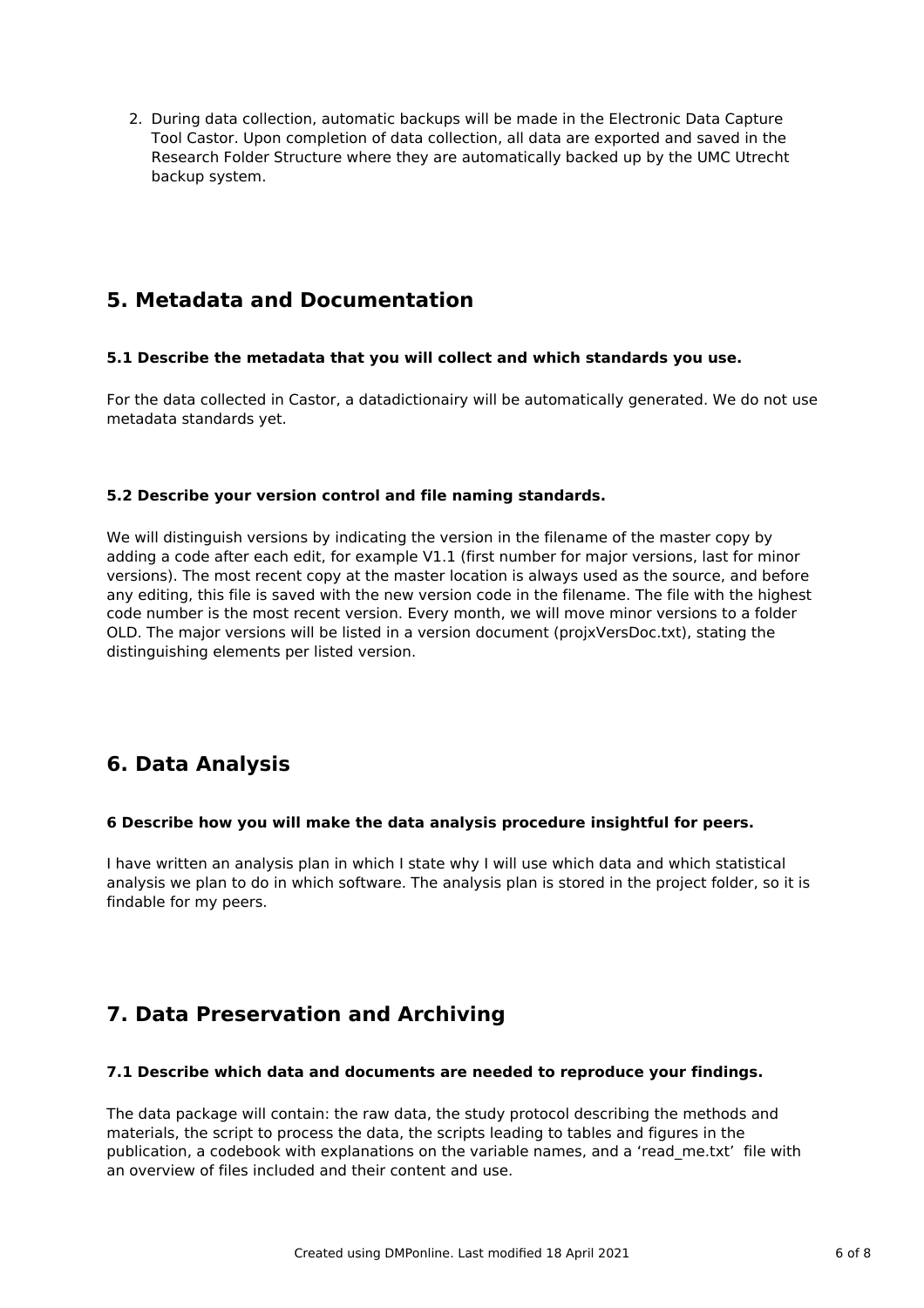2. During data collection, automatic backups will be made in the Electronic Data Capture Tool Castor. Upon completion of data collection, all data are exported and saved in the Research Folder Structure where they are automatically backed up by the UMC Utrecht backup system.

## 5. Metadata and Documentation

**5.1 Describe the metadata that you will collect and which standards you use.**

For the data collected in Castor, a datadictionairy will be automatically generated. We do not use metadata standards yet.

**5.2 Describe your version control and file naming standards.**

We will distinguish versions by indicating the version in the filename of the master copy by adding a code after each edit, for example V1.1 (first number for major versions, last for minor versions). The most recent copy at the master location is always used as the source, and before any editing, this file is saved with the new version code in the filename. The file with the highest code number is the most recent version. Every month, we will move minor versions to a folder OLD. The major versions will be listed in a version document (projxVersDoc.txt), stating the distinguishing elements per listed version.

## 6. Data Analysis

**6 Describe how you will make the data analysis procedure insightful for peers.**

I have written an analysis plan in which I state why I will use which data and which statistical analysis we plan to do in which software. The analysis plan is stored in the project folder, so it is findable for my peers.

## 7. Data Preservation and Archiving

**7.1 Describe which data and documents are needed to reproduce your findings.**

The data package will contain: the raw data, the study protocol describing the methods and materials, the script to process the data, the scripts leading to tables and figures in the publication, a codebook with explanations on the variable names, and a 'read_me.txt' file with an overview of files included and their content and use.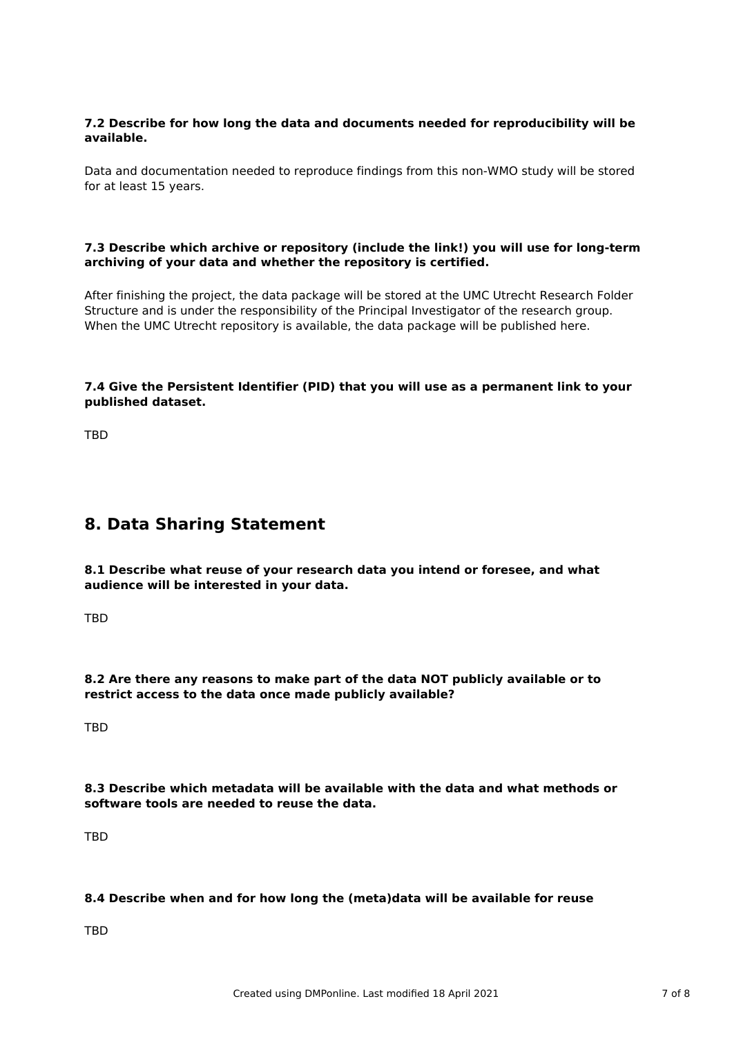**7.2 Describe for how long the data and documents needed for reproducibility will be available.**

Data and documentation needed to reproduce findings from this non-WMO study will be stored for at least 15 years.

**7.3 Describe which archive or repository (include the link!) you will use for long-term archiving of your data and whether the repository is certified.**

After finishing the project, the data package will be stored at the UMC Utrecht Research Folder Structure and is under the responsibility of the Principal Investigator of the research group. When the UMC Utrecht repository is available, the data package will be published here.

**7.4 Give the Persistent Identifier (PID) that you will use as a permanent link to your published dataset.**

TBD

## 8. Data Sharing Statement

**8.1 Describe what reuse of your research data you intend or foresee, and what audience will be interested in your data.**

TBD

**8.2 Are there any reasons to make part of the data NOT publicly available or to restrict access to the data once made publicly available?**

TBD

**8.3 Describe which metadata will be available with the data and what methods or software tools are needed to reuse the data.**

TBD

**8.4 Describe when and for how long the (meta)data will be available for reuse**

TBD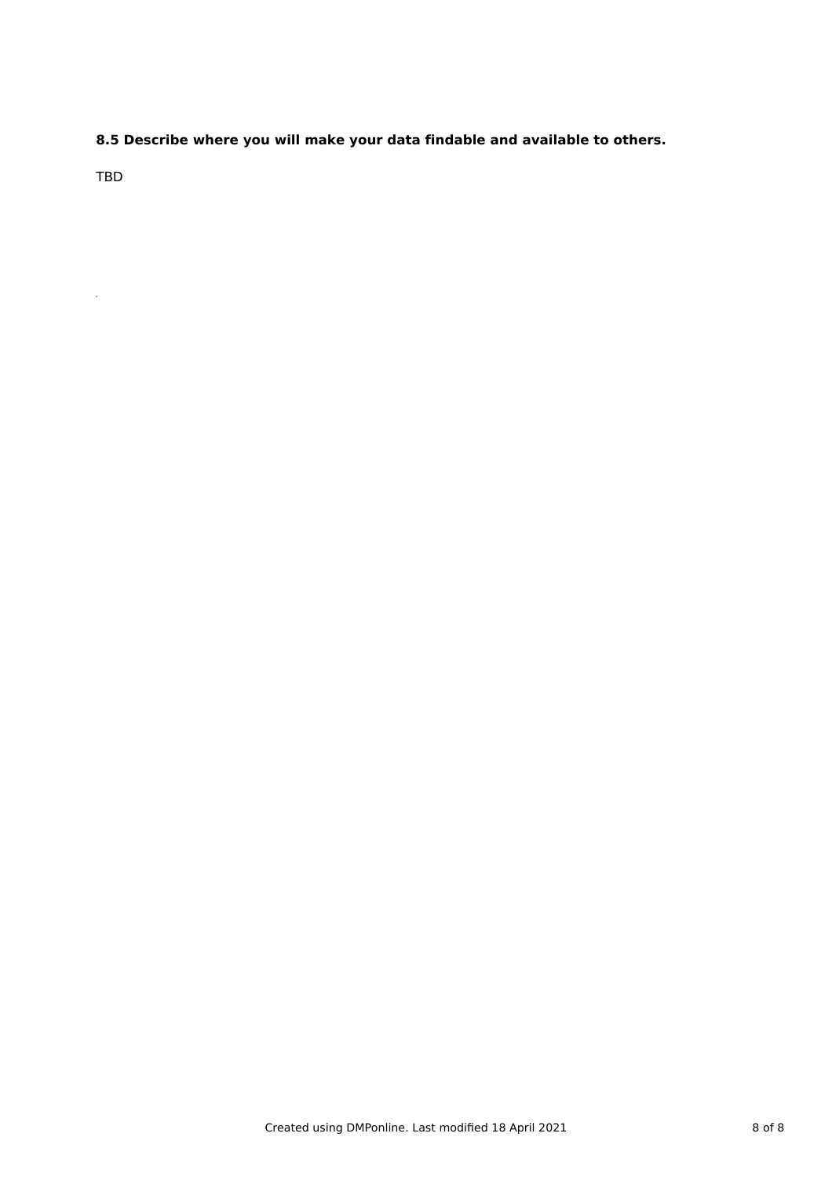**8.5 Describe where you will make your data findable and available to others.**

TBD